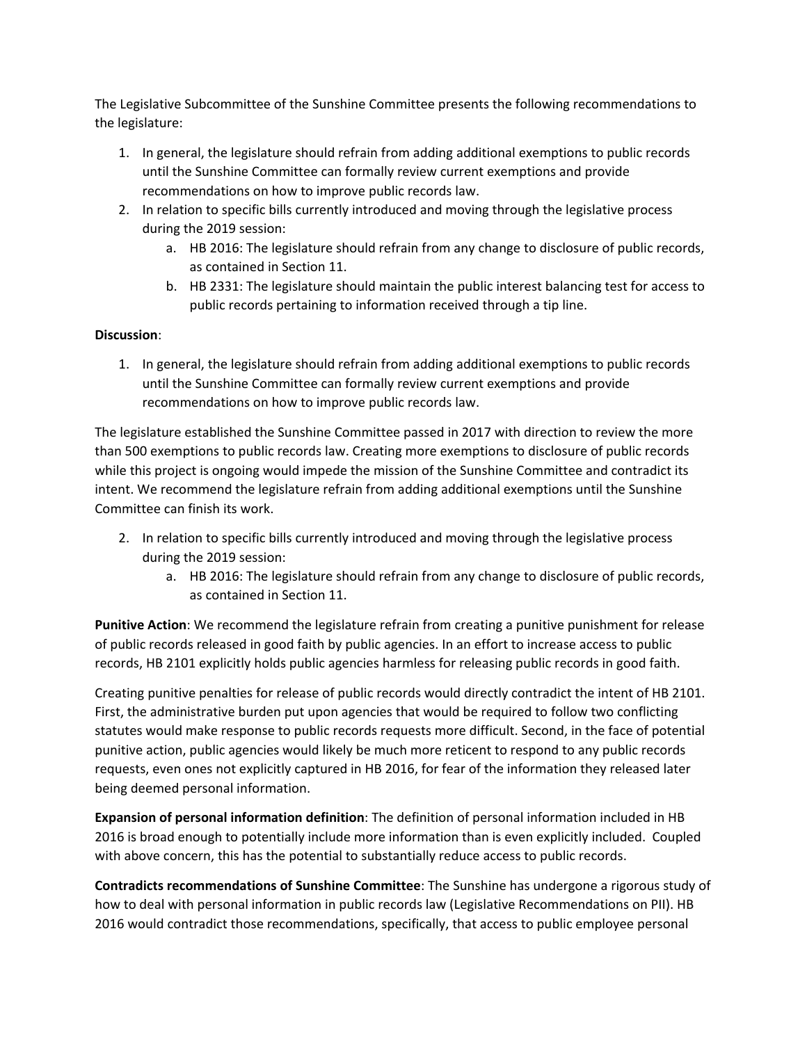The Legislative Subcommittee of the Sunshine Committee presents the following recommendations to the legislature:

1. In general, the legislature should refrain from adding additional exemptions to public records until the Sunshine Committee can formally review current exemptions and provide recommendations on how to improve public records law.
2. In relation to specific bills currently introduced and moving through the legislative process during the 2019 session:
   a. HB 2016: The legislature should refrain from any change to disclosure of public records, as contained in Section 11.
   b. HB 2331: The legislature should maintain the public interest balancing test for access to public records pertaining to information received through a tip line.

**Discussion**:

1. In general, the legislature should refrain from adding additional exemptions to public records until the Sunshine Committee can formally review current exemptions and provide recommendations on how to improve public records law.

The legislature established the Sunshine Committee passed in 2017 with direction to review the more than 500 exemptions to public records law. Creating more exemptions to disclosure of public records while this project is ongoing would impede the mission of the Sunshine Committee and contradict its intent. We recommend the legislature refrain from adding additional exemptions until the Sunshine Committee can finish its work.

2. In relation to specific bills currently introduced and moving through the legislative process during the 2019 session:
   a. HB 2016: The legislature should refrain from any change to disclosure of public records, as contained in Section 11.

**Punitive Action**: We recommend the legislature refrain from creating a punitive punishment for release of public records released in good faith by public agencies. In an effort to increase access to public records, HB 2101 explicitly holds public agencies harmless for releasing public records in good faith.

Creating punitive penalties for release of public records would directly contradict the intent of HB 2101. First, the administrative burden put upon agencies that would be required to follow two conflicting statutes would make response to public records requests more difficult. Second, in the face of potential punitive action, public agencies would likely be much more reticent to respond to any public records requests, even ones not explicitly captured in HB 2016, for fear of the information they released later being deemed personal information.

**Expansion of personal information definition**: The definition of personal information included in HB 2016 is broad enough to potentially include more information than is even explicitly included. Coupled with above concern, this has the potential to substantially reduce access to public records.

**Contradicts recommendations of Sunshine Committee**: The Sunshine has undergone a rigorous study of how to deal with personal information in public records law (Legislative Recommendations on PII). HB 2016 would contradict those recommendations, specifically, that access to public employee personal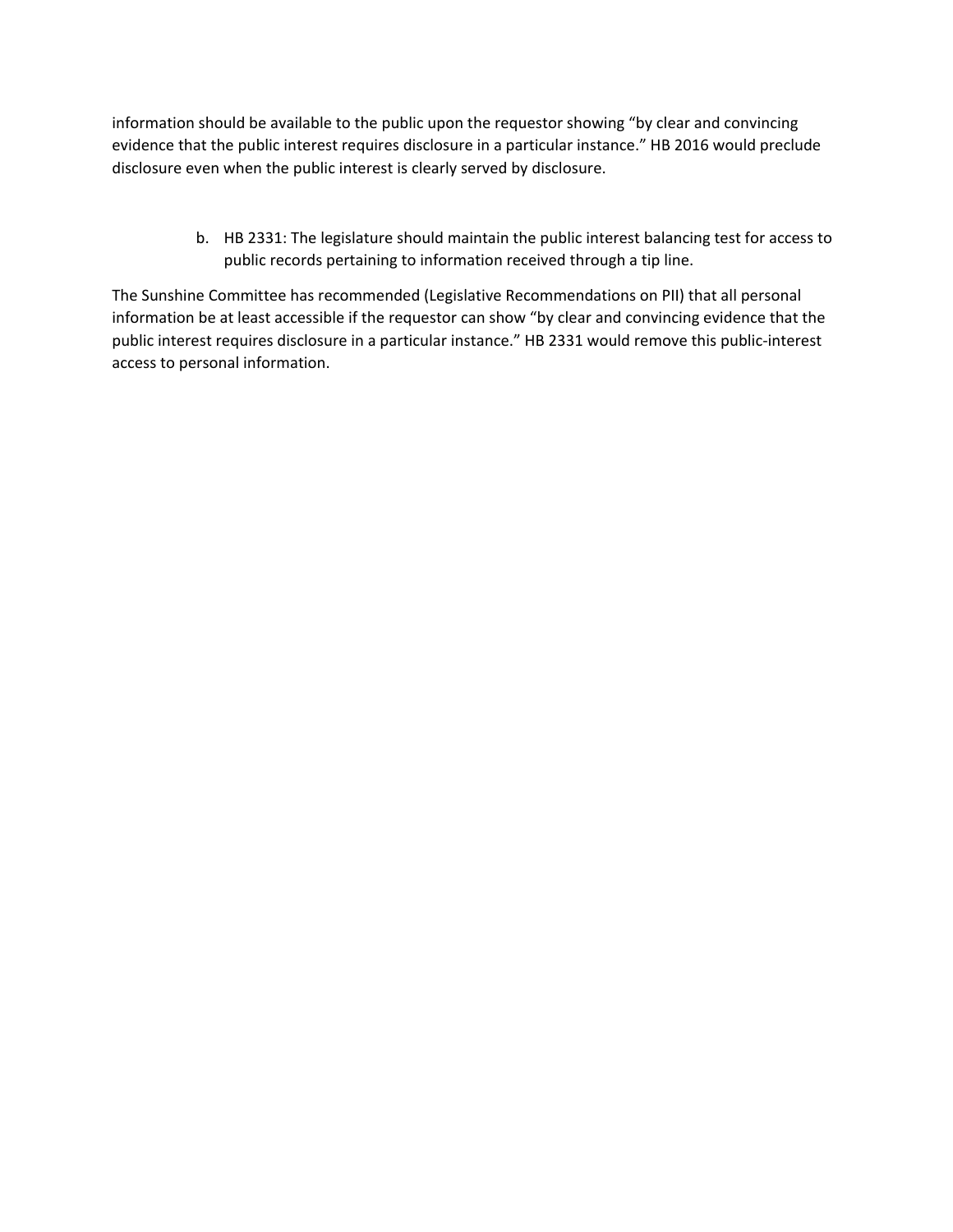information should be available to the public upon the requestor showing "by clear and convincing evidence that the public interest requires disclosure in a particular instance." HB 2016 would preclude disclosure even when the public interest is clearly served by disclosure.

b. HB 2331: The legislature should maintain the public interest balancing test for access to public records pertaining to information received through a tip line.

The Sunshine Committee has recommended (Legislative Recommendations on PII) that all personal information be at least accessible if the requestor can show "by clear and convincing evidence that the public interest requires disclosure in a particular instance." HB 2331 would remove this public-interest access to personal information.